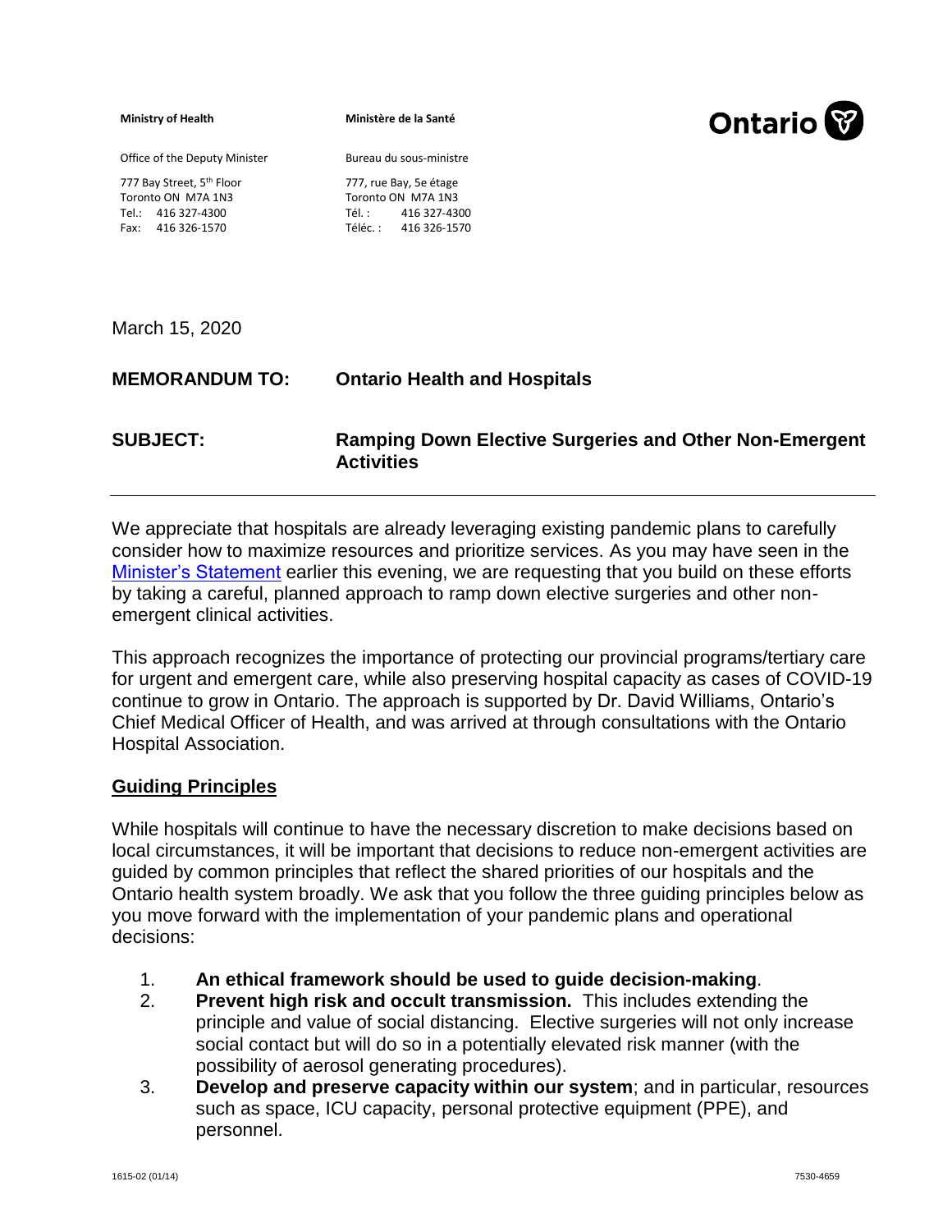**Ministry of Health**

Office of the Deputy Minister

777 Bay Street, 5th Floor
Toronto ON M7A 1N3
Tel.: 416 327-4300
Fax: 416 326-1570

**Ministère de la Santé**

Bureau du sous-ministre

777, rue Bay, 5e étage
Toronto ON M7A 1N3
Tél. : 416 327-4300
Téléc. : 416 326-1570

Ontario

March 15, 2020

**MEMORANDUM TO:** **Ontario Health and Hospitals**

**SUBJECT:** **Ramping Down Elective Surgeries and Other Non-Emergent Activities**

---

We appreciate that hospitals are already leveraging existing pandemic plans to carefully consider how to maximize resources and prioritize services. As you may have seen in the Minister's Statement earlier this evening, we are requesting that you build on these efforts by taking a careful, planned approach to ramp down elective surgeries and other non-emergent clinical activities.

This approach recognizes the importance of protecting our provincial programs/tertiary care for urgent and emergent care, while also preserving hospital capacity as cases of COVID-19 continue to grow in Ontario. The approach is supported by Dr. David Williams, Ontario's Chief Medical Officer of Health, and was arrived at through consultations with the Ontario Hospital Association.

## Guiding Principles

While hospitals will continue to have the necessary discretion to make decisions based on local circumstances, it will be important that decisions to reduce non-emergent activities are guided by common principles that reflect the shared priorities of our hospitals and the Ontario health system broadly. We ask that you follow the three guiding principles below as you move forward with the implementation of your pandemic plans and operational decisions:

1. **An ethical framework should be used to guide decision-making**.
2. **Prevent high risk and occult transmission.** This includes extending the principle and value of social distancing. Elective surgeries will not only increase social contact but will do so in a potentially elevated risk manner (with the possibility of aerosol generating procedures).
3. **Develop and preserve capacity within our system**; and in particular, resources such as space, ICU capacity, personal protective equipment (PPE), and personnel.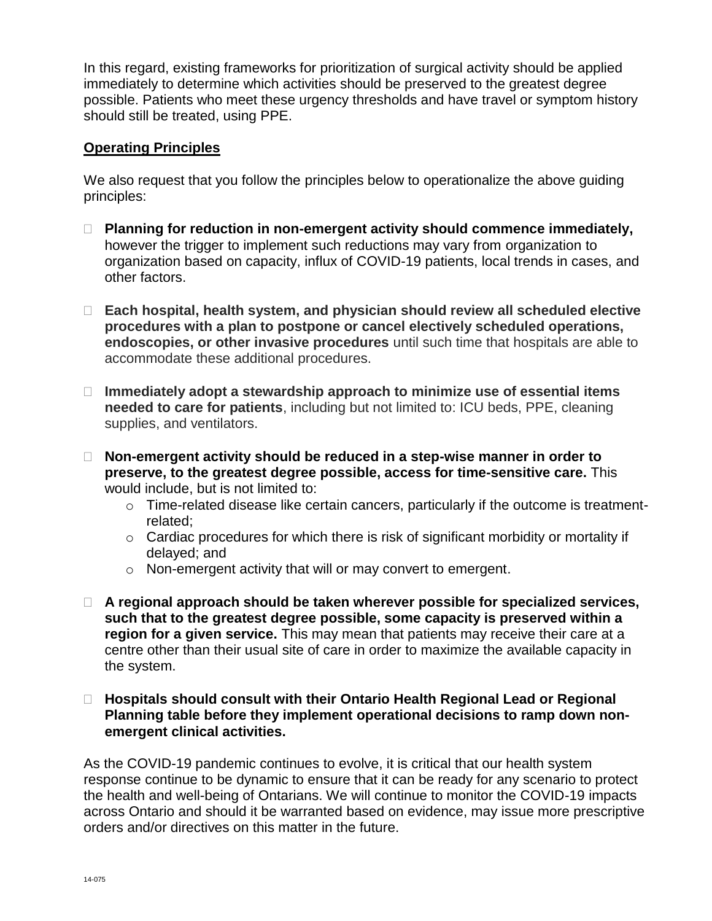In this regard, existing frameworks for prioritization of surgical activity should be applied immediately to determine which activities should be preserved to the greatest degree possible. Patients who meet these urgency thresholds and have travel or symptom history should still be treated, using PPE.

## Operating Principles

We also request that you follow the principles below to operationalize the above guiding principles:

- **Planning for reduction in non-emergent activity should commence immediately,** however the trigger to implement such reductions may vary from organization to organization based on capacity, influx of COVID-19 patients, local trends in cases, and other factors.

- **Each hospital, health system, and physician should review all scheduled elective procedures with a plan to postpone or cancel electively scheduled operations, endoscopies, or other invasive procedures** until such time that hospitals are able to accommodate these additional procedures.

- **Immediately adopt a stewardship approach to minimize use of essential items needed to care for patients**, including but not limited to: ICU beds, PPE, cleaning supplies, and ventilators.

- **Non-emergent activity should be reduced in a step-wise manner in order to preserve, to the greatest degree possible, access for time-sensitive care.** This would include, but is not limited to:
  - Time-related disease like certain cancers, particularly if the outcome is treatment-related;
  - Cardiac procedures for which there is risk of significant morbidity or mortality if delayed; and
  - Non-emergent activity that will or may convert to emergent.

- **A regional approach should be taken wherever possible for specialized services, such that to the greatest degree possible, some capacity is preserved within a region for a given service.** This may mean that patients may receive their care at a centre other than their usual site of care in order to maximize the available capacity in the system.

- **Hospitals should consult with their Ontario Health Regional Lead or Regional Planning table before they implement operational decisions to ramp down non-emergent clinical activities.**

As the COVID-19 pandemic continues to evolve, it is critical that our health system response continue to be dynamic to ensure that it can be ready for any scenario to protect the health and well-being of Ontarians. We will continue to monitor the COVID-19 impacts across Ontario and should it be warranted based on evidence, may issue more prescriptive orders and/or directives on this matter in the future.

14-075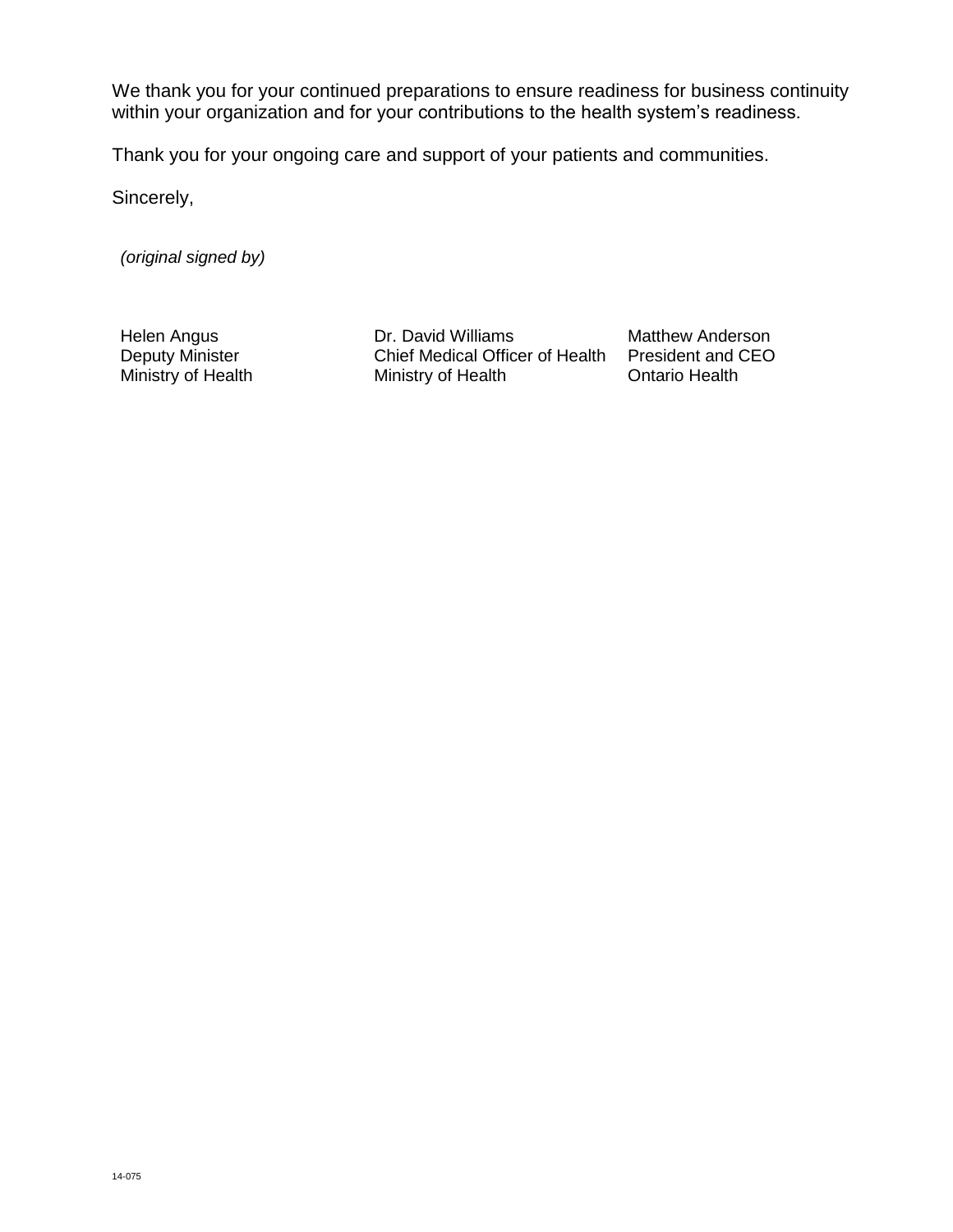We thank you for your continued preparations to ensure readiness for business continuity within your organization and for your contributions to the health system's readiness.

Thank you for your ongoing care and support of your patients and communities.

Sincerely,

*(original signed by)*

| | | |
|---|---|---|
| Helen Angus | Dr. David Williams | Matthew Anderson |
| Deputy Minister | Chief Medical Officer of Health | President and CEO |
| Ministry of Health | Ministry of Health | Ontario Health |

14-075